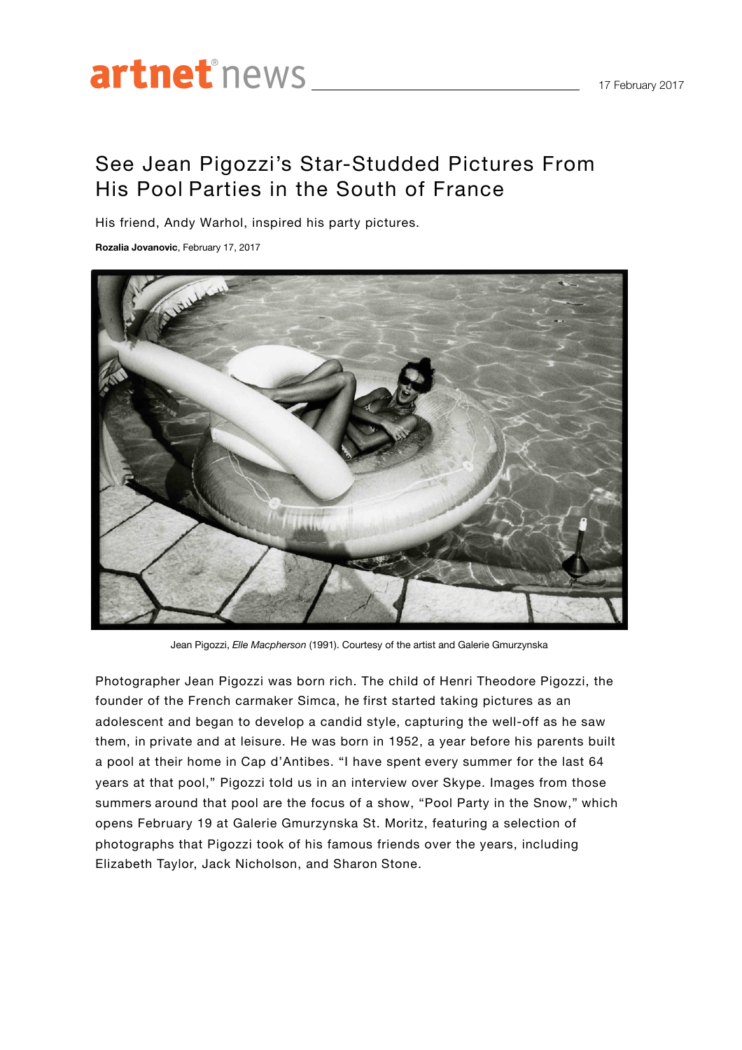# See Jean Pigozzi's Star-Studded Pictures From His Pool Parties in the South of France

His friend, Andy Warhol, inspired his party pictures.

**Rozalia Jovanovic**, February 17, 2017

Jean Pigozzi, *Elle Macpherson* (1991). Courtesy of the artist and Galerie Gmurzynska

Photographer Jean Pigozzi was born rich. The child of Henri Theodore Pigozzi, the founder of the French carmaker Simca, he first started taking pictures as an adolescent and began to develop a candid style, capturing the well-off as he saw them, in private and at leisure. He was born in 1952, a year before his parents built a pool at their home in Cap d'Antibes. "I have spent every summer for the last 64 years at that pool," Pigozzi told us in an interview over Skype. Images from those summers around that pool are the focus of a show, "Pool Party in the Snow," which opens February 19 at Galerie Gmurzynska St. Moritz, featuring a selection of photographs that Pigozzi took of his famous friends over the years, including Elizabeth Taylor, Jack Nicholson, and Sharon Stone.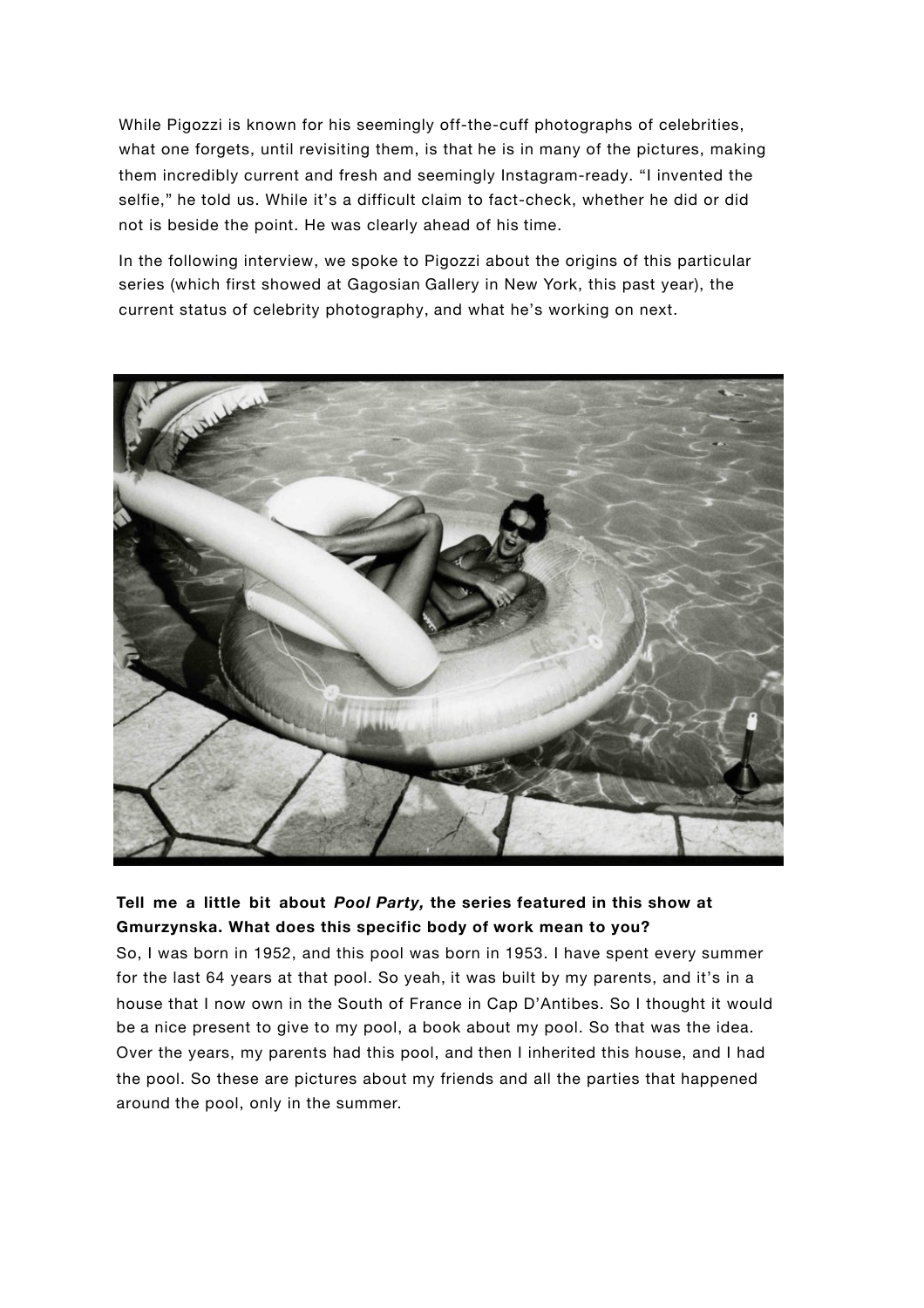While Pigozzi is known for his seemingly off-the-cuff photographs of celebrities, what one forgets, until revisiting them, is that he is in many of the pictures, making them incredibly current and fresh and seemingly Instagram-ready. "I invented the selfie," he told us. While it's a difficult claim to fact-check, whether he did or did not is beside the point. He was clearly ahead of his time.

In the following interview, we spoke to Pigozzi about the origins of this particular series (which first showed at Gagosian Gallery in New York, this past year), the current status of celebrity photography, and what he's working on next.

**Tell me a little bit about *Pool Party,* the series featured in this show at Gmurzynska. What does this specific body of work mean to you?**

So, I was born in 1952, and this pool was born in 1953. I have spent every summer for the last 64 years at that pool. So yeah, it was built by my parents, and it's in a house that I now own in the South of France in Cap D'Antibes. So I thought it would be a nice present to give to my pool, a book about my pool. So that was the idea. Over the years, my parents had this pool, and then I inherited this house, and I had the pool. So these are pictures about my friends and all the parties that happened around the pool, only in the summer.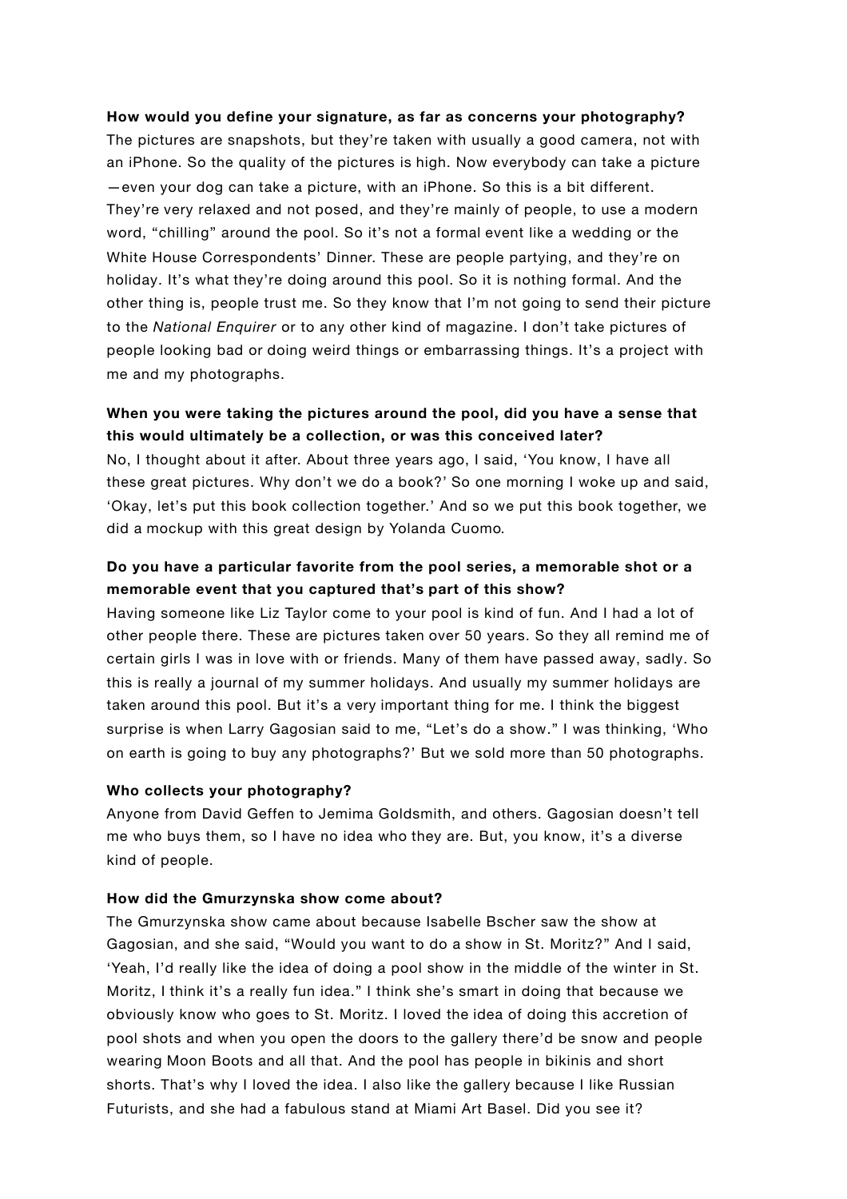**How would you define your signature, as far as concerns your photography?**
The pictures are snapshots, but they're taken with usually a good camera, not with an iPhone. So the quality of the pictures is high. Now everybody can take a picture —even your dog can take a picture, with an iPhone. So this is a bit different. They're very relaxed and not posed, and they're mainly of people, to use a modern word, "chilling" around the pool. So it's not a formal event like a wedding or the White House Correspondents' Dinner. These are people partying, and they're on holiday. It's what they're doing around this pool. So it is nothing formal. And the other thing is, people trust me. So they know that I'm not going to send their picture to the *National Enquirer* or to any other kind of magazine. I don't take pictures of people looking bad or doing weird things or embarrassing things. It's a project with me and my photographs.

**When you were taking the pictures around the pool, did you have a sense that this would ultimately be a collection, or was this conceived later?**
No, I thought about it after. About three years ago, I said, 'You know, I have all these great pictures. Why don't we do a book?' So one morning I woke up and said, 'Okay, let's put this book collection together.' And so we put this book together, we did a mockup with this great design by Yolanda Cuomo.

**Do you have a particular favorite from the pool series, a memorable shot or a memorable event that you captured that's part of this show?**
Having someone like Liz Taylor come to your pool is kind of fun. And I had a lot of other people there. These are pictures taken over 50 years. So they all remind me of certain girls I was in love with or friends. Many of them have passed away, sadly. So this is really a journal of my summer holidays. And usually my summer holidays are taken around this pool. But it's a very important thing for me. I think the biggest surprise is when Larry Gagosian said to me, "Let's do a show." I was thinking, 'Who on earth is going to buy any photographs?' But we sold more than 50 photographs.

**Who collects your photography?**
Anyone from David Geffen to Jemima Goldsmith, and others. Gagosian doesn't tell me who buys them, so I have no idea who they are. But, you know, it's a diverse kind of people.

**How did the Gmurzynska show come about?**
The Gmurzynska show came about because Isabelle Bscher saw the show at Gagosian, and she said, "Would you want to do a show in St. Moritz?" And I said, 'Yeah, I'd really like the idea of doing a pool show in the middle of the winter in St. Moritz, I think it's a really fun idea." I think she's smart in doing that because we obviously know who goes to St. Moritz. I loved the idea of doing this accretion of pool shots and when you open the doors to the gallery there'd be snow and people wearing Moon Boots and all that. And the pool has people in bikinis and short shorts. That's why I loved the idea. I also like the gallery because I like Russian Futurists, and she had a fabulous stand at Miami Art Basel. Did you see it?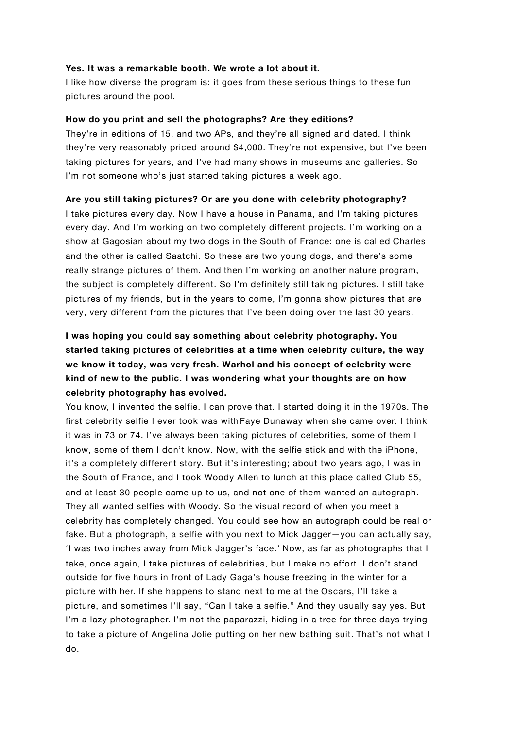**Yes. It was a remarkable booth. We wrote a lot about it.**

I like how diverse the program is: it goes from these serious things to these fun pictures around the pool.

**How do you print and sell the photographs? Are they editions?**

They're in editions of 15, and two APs, and they're all signed and dated. I think they're very reasonably priced around $4,000. They're not expensive, but I've been taking pictures for years, and I've had many shows in museums and galleries. So I'm not someone who's just started taking pictures a week ago.

**Are you still taking pictures? Or are you done with celebrity photography?**

I take pictures every day. Now I have a house in Panama, and I'm taking pictures every day. And I'm working on two completely different projects. I'm working on a show at Gagosian about my two dogs in the South of France: one is called Charles and the other is called Saatchi. So these are two young dogs, and there's some really strange pictures of them. And then I'm working on another nature program, the subject is completely different. So I'm definitely still taking pictures. I still take pictures of my friends, but in the years to come, I'm gonna show pictures that are very, very different from the pictures that I've been doing over the last 30 years.

**I was hoping you could say something about celebrity photography. You started taking pictures of celebrities at a time when celebrity culture, the way we know it today, was very fresh. Warhol and his concept of celebrity were kind of new to the public. I was wondering what your thoughts are on how celebrity photography has evolved.**

You know, I invented the selfie. I can prove that. I started doing it in the 1970s. The first celebrity selfie I ever took was with Faye Dunaway when she came over. I think it was in 73 or 74. I've always been taking pictures of celebrities, some of them I know, some of them I don't know. Now, with the selfie stick and with the iPhone, it's a completely different story. But it's interesting; about two years ago, I was in the South of France, and I took Woody Allen to lunch at this place called Club 55, and at least 30 people came up to us, and not one of them wanted an autograph. They all wanted selfies with Woody. So the visual record of when you meet a celebrity has completely changed. You could see how an autograph could be real or fake. But a photograph, a selfie with you next to Mick Jagger—you can actually say, 'I was two inches away from Mick Jagger's face.' Now, as far as photographs that I take, once again, I take pictures of celebrities, but I make no effort. I don't stand outside for five hours in front of Lady Gaga's house freezing in the winter for a picture with her. If she happens to stand next to me at the Oscars, I'll take a picture, and sometimes I'll say, "Can I take a selfie." And they usually say yes. But I'm a lazy photographer. I'm not the paparazzi, hiding in a tree for three days trying to take a picture of Angelina Jolie putting on her new bathing suit. That's not what I do.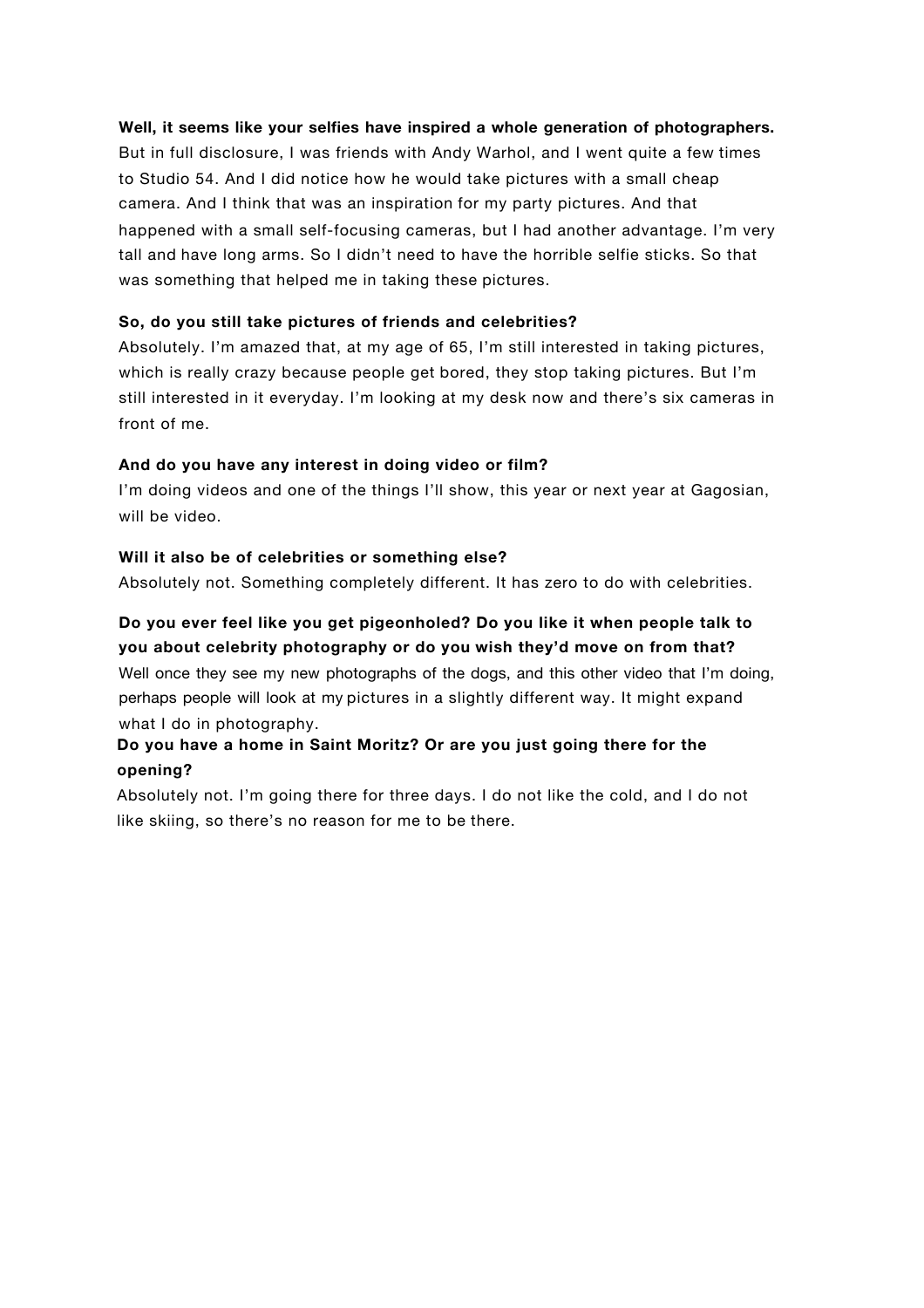**Well, it seems like your selfies have inspired a whole generation of photographers.**
But in full disclosure, I was friends with Andy Warhol, and I went quite a few times to Studio 54. And I did notice how he would take pictures with a small cheap camera. And I think that was an inspiration for my party pictures. And that happened with a small self-focusing cameras, but I had another advantage. I'm very tall and have long arms. So I didn't need to have the horrible selfie sticks. So that was something that helped me in taking these pictures.

**So, do you still take pictures of friends and celebrities?**
Absolutely. I'm amazed that, at my age of 65, I'm still interested in taking pictures, which is really crazy because people get bored, they stop taking pictures. But I'm still interested in it everyday. I'm looking at my desk now and there's six cameras in front of me.

**And do you have any interest in doing video or film?**
I'm doing videos and one of the things I'll show, this year or next year at Gagosian, will be video.

**Will it also be of celebrities or something else?**
Absolutely not. Something completely different. It has zero to do with celebrities.

**Do you ever feel like you get pigeonholed? Do you like it when people talk to you about celebrity photography or do you wish they'd move on from that?**
Well once they see my new photographs of the dogs, and this other video that I'm doing, perhaps people will look at my pictures in a slightly different way. It might expand what I do in photography.

**Do you have a home in Saint Moritz? Or are you just going there for the opening?**
Absolutely not. I'm going there for three days. I do not like the cold, and I do not like skiing, so there's no reason for me to be there.